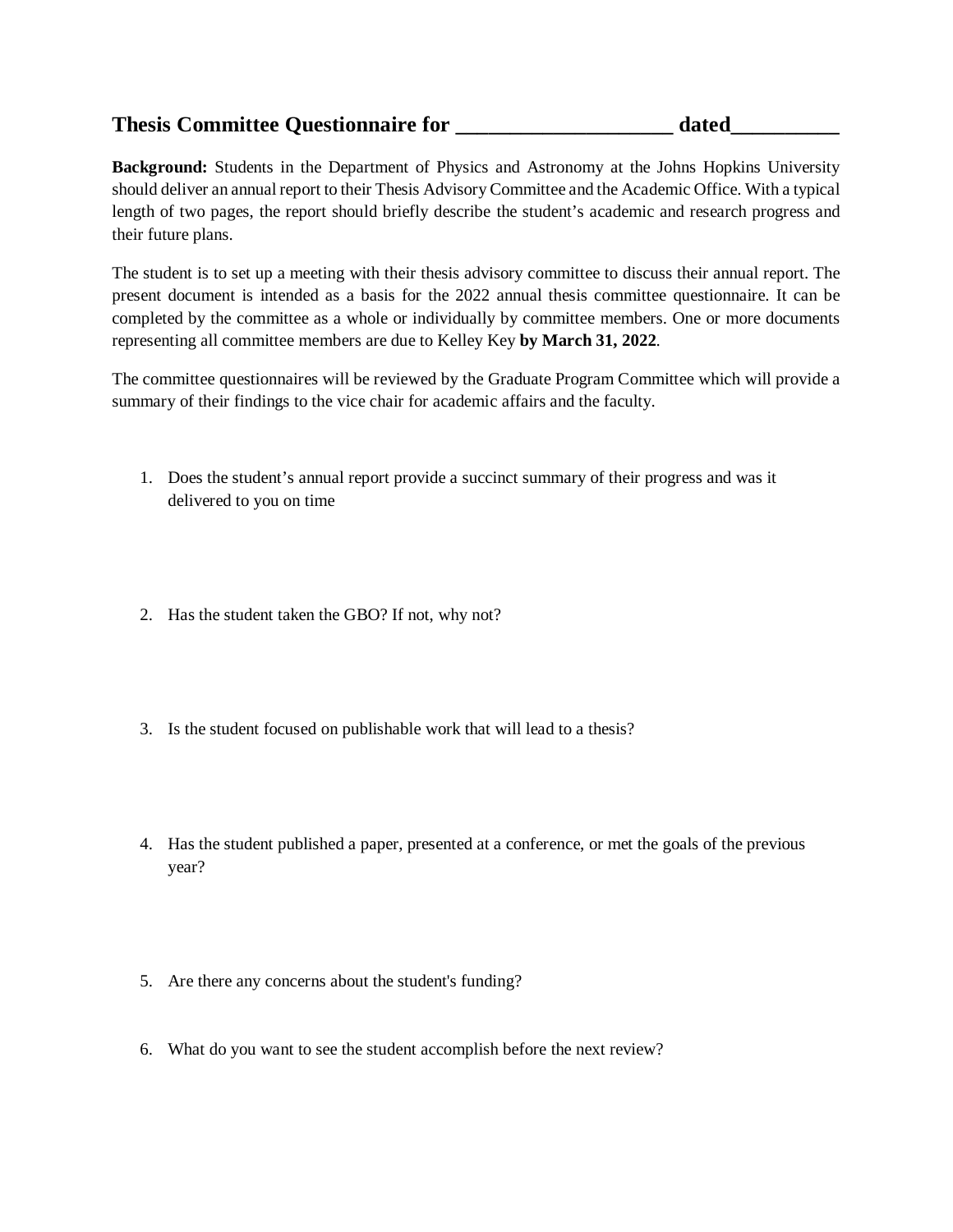# Thesis Committee Questionnaire for ____________________ dated__________

**Background:** Students in the Department of Physics and Astronomy at the Johns Hopkins University should deliver an annual report to their Thesis Advisory Committee and the Academic Office. With a typical length of two pages, the report should briefly describe the student's academic and research progress and their future plans.

The student is to set up a meeting with their thesis advisory committee to discuss their annual report. The present document is intended as a basis for the 2022 annual thesis committee questionnaire. It can be completed by the committee as a whole or individually by committee members. One or more documents representing all committee members are due to Kelley Key **by March 31, 2022**.

The committee questionnaires will be reviewed by the Graduate Program Committee which will provide a summary of their findings to the vice chair for academic affairs and the faculty.

1. Does the student's annual report provide a succinct summary of their progress and was it delivered to you on time

2. Has the student taken the GBO? If not, why not?

3. Is the student focused on publishable work that will lead to a thesis?

4. Has the student published a paper, presented at a conference, or met the goals of the previous year?

5. Are there any concerns about the student's funding?

6. What do you want to see the student accomplish before the next review?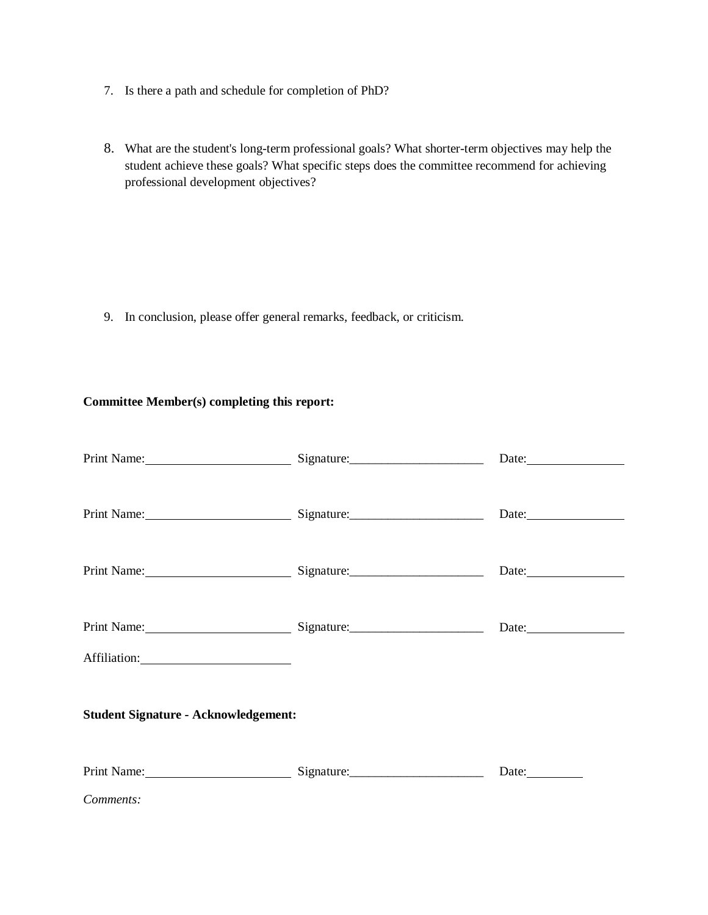7. Is there a path and schedule for completion of PhD?

8. What are the student's long-term professional goals? What shorter-term objectives may help the student achieve these goals? What specific steps does the committee recommend for achieving professional development objectives?

9. In conclusion, please offer general remarks, feedback, or criticism.

**Committee Member(s) completing this report:**

Print Name:______________________ Signature:____________________ Date:_______________

Print Name:______________________ Signature:____________________ Date:_______________

Print Name:______________________ Signature:____________________ Date:_______________

Print Name:______________________ Signature:____________________ Date:_______________

Affiliation:______________________

**Student Signature - Acknowledgement:**

Print Name:______________________ Signature:____________________ Date:_________

*Comments:*